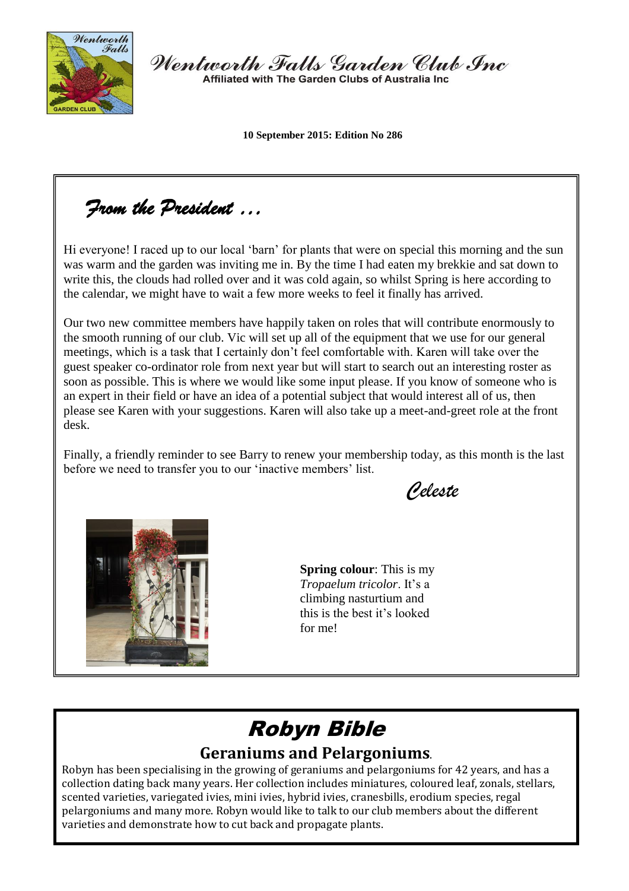# Wentworth Falls Garden Club Inc

Affiliated with The Garden Clubs of Australia Inc

**10 September 2015: Edition No 286**

## *From the President …*

Hi everyone! I raced up to our local 'barn' for plants that were on special this morning and the sun was warm and the garden was inviting me in. By the time I had eaten my brekkie and sat down to write this, the clouds had rolled over and it was cold again, so whilst Spring is here according to the calendar, we might have to wait a few more weeks to feel it finally has arrived.

Our two new committee members have happily taken on roles that will contribute enormously to the smooth running of our club. Vic will set up all of the equipment that we use for our general meetings, which is a task that I certainly don't feel comfortable with. Karen will take over the guest speaker co-ordinator role from next year but will start to search out an interesting roster as soon as possible. This is where we would like some input please. If you know of someone who is an expert in their field or have an idea of a potential subject that would interest all of us, then please see Karen with your suggestions. Karen will also take up a meet-and-greet role at the front desk.

Finally, a friendly reminder to see Barry to renew your membership today, as this month is the last before we need to transfer you to our 'inactive members' list.

*Celeste*

**Spring colour**: This is my *Tropaelum tricolor*. It's a climbing nasturtium and this is the best it's looked for me!

# *Robyn Bible*

## Geraniums and Pelargoniums.

Robyn has been specialising in the growing of geraniums and pelargoniums for 42 years, and has a collection dating back many years. Her collection includes miniatures, coloured leaf, zonals, stellars, scented varieties, variegated ivies, mini ivies, hybrid ivies, cranesbills, erodium species, regal pelargoniums and many more. Robyn would like to talk to our club members about the different varieties and demonstrate how to cut back and propagate plants.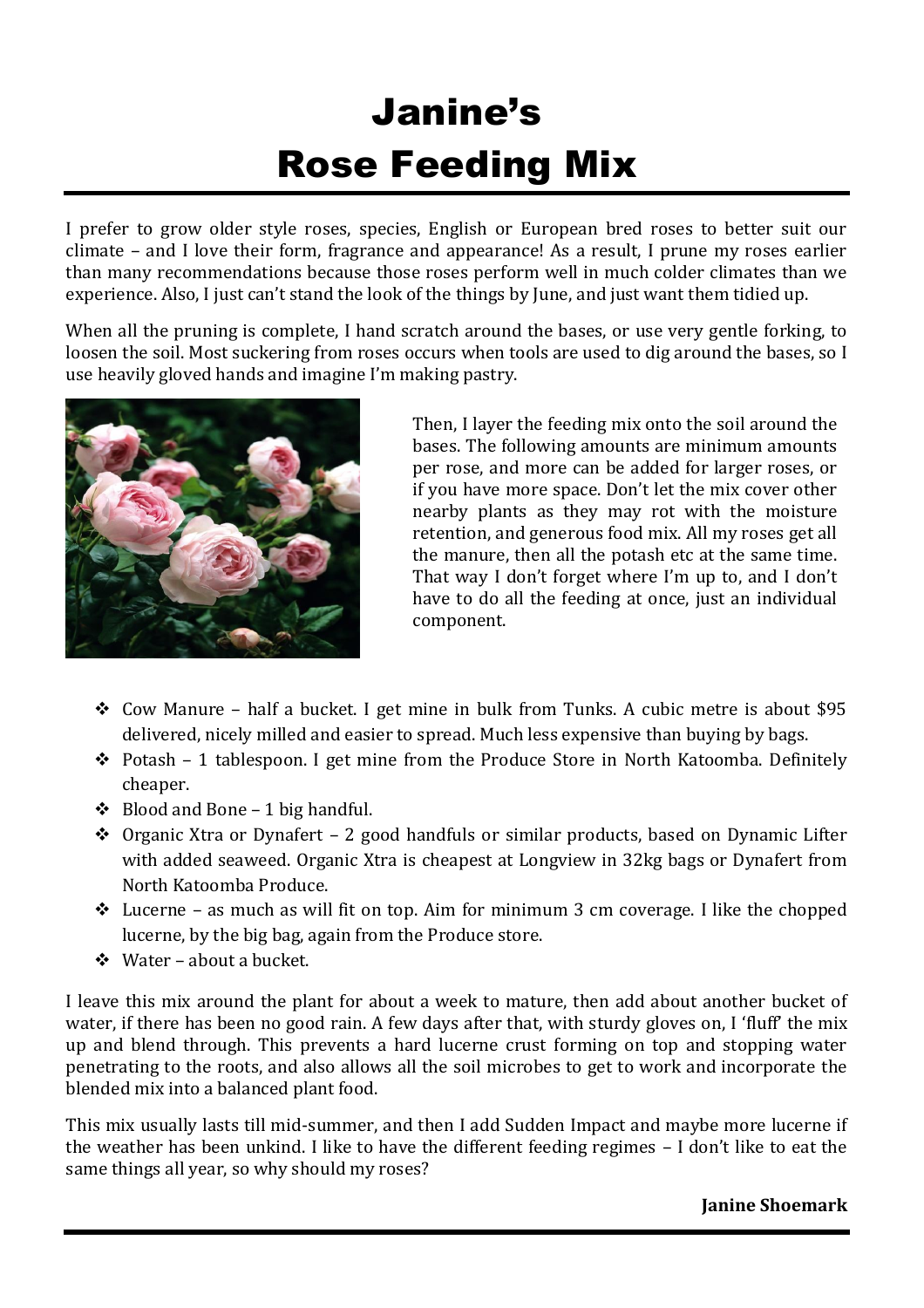# Janine's Rose Feeding Mix

I prefer to grow older style roses, species, English or European bred roses to better suit our climate – and I love their form, fragrance and appearance! As a result, I prune my roses earlier than many recommendations because those roses perform well in much colder climates than we experience. Also, I just can't stand the look of the things by June, and just want them tidied up.

When all the pruning is complete, I hand scratch around the bases, or use very gentle forking, to loosen the soil. Most suckering from roses occurs when tools are used to dig around the bases, so I use heavily gloved hands and imagine I'm making pastry.

Then, I layer the feeding mix onto the soil around the bases. The following amounts are minimum amounts per rose, and more can be added for larger roses, or if you have more space. Don't let the mix cover other nearby plants as they may rot with the moisture retention, and generous food mix. All my roses get all the manure, then all the potash etc at the same time. That way I don't forget where I'm up to, and I don't have to do all the feeding at once, just an individual component.

- Cow Manure – half a bucket. I get mine in bulk from Tunks. A cubic metre is about $95 delivered, nicely milled and easier to spread. Much less expensive than buying by bags.
- Potash – 1 tablespoon. I get mine from the Produce Store in North Katoomba. Definitely cheaper.
- Blood and Bone – 1 big handful.
- Organic Xtra or Dynafert – 2 good handfuls or similar products, based on Dynamic Lifter with added seaweed. Organic Xtra is cheapest at Longview in 32kg bags or Dynafert from North Katoomba Produce.
- Lucerne – as much as will fit on top. Aim for minimum 3 cm coverage. I like the chopped lucerne, by the big bag, again from the Produce store.
- Water – about a bucket.

I leave this mix around the plant for about a week to mature, then add about another bucket of water, if there has been no good rain. A few days after that, with sturdy gloves on, I 'fluff' the mix up and blend through. This prevents a hard lucerne crust forming on top and stopping water penetrating to the roots, and also allows all the soil microbes to get to work and incorporate the blended mix into a balanced plant food.

This mix usually lasts till mid-summer, and then I add Sudden Impact and maybe more lucerne if the weather has been unkind. I like to have the different feeding regimes – I don't like to eat the same things all year, so why should my roses?

**Janine Shoemark**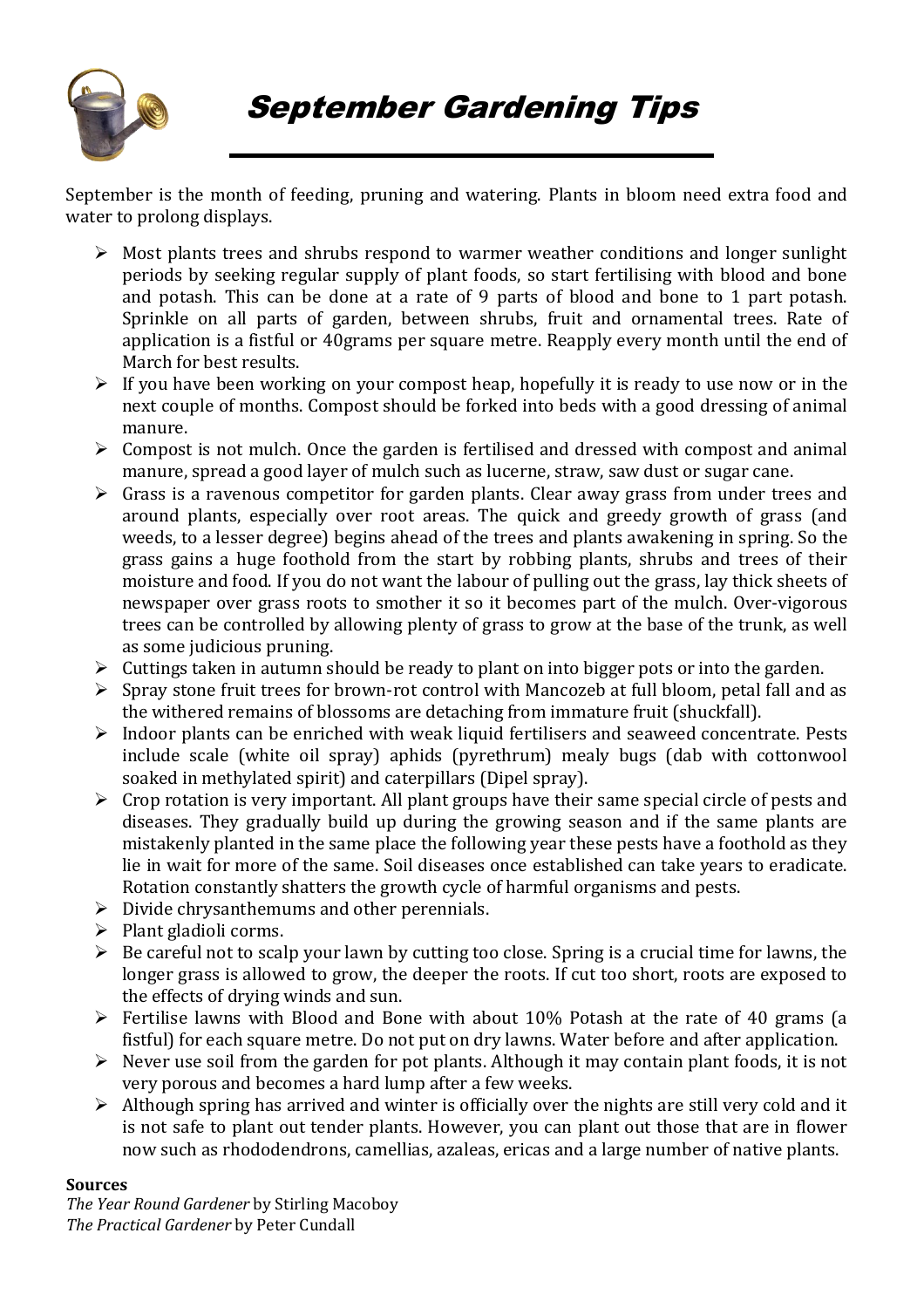# September Gardening Tips

September is the month of feeding, pruning and watering. Plants in bloom need extra food and water to prolong displays.

- Most plants trees and shrubs respond to warmer weather conditions and longer sunlight periods by seeking regular supply of plant foods, so start fertilising with blood and bone and potash. This can be done at a rate of 9 parts of blood and bone to 1 part potash. Sprinkle on all parts of garden, between shrubs, fruit and ornamental trees. Rate of application is a fistful or 40grams per square metre. Reapply every month until the end of March for best results.
- If you have been working on your compost heap, hopefully it is ready to use now or in the next couple of months. Compost should be forked into beds with a good dressing of animal manure.
- Compost is not mulch. Once the garden is fertilised and dressed with compost and animal manure, spread a good layer of mulch such as lucerne, straw, saw dust or sugar cane.
- Grass is a ravenous competitor for garden plants. Clear away grass from under trees and around plants, especially over root areas. The quick and greedy growth of grass (and weeds, to a lesser degree) begins ahead of the trees and plants awakening in spring. So the grass gains a huge foothold from the start by robbing plants, shrubs and trees of their moisture and food. If you do not want the labour of pulling out the grass, lay thick sheets of newspaper over grass roots to smother it so it becomes part of the mulch. Over-vigorous trees can be controlled by allowing plenty of grass to grow at the base of the trunk, as well as some judicious pruning.
- Cuttings taken in autumn should be ready to plant on into bigger pots or into the garden.
- Spray stone fruit trees for brown-rot control with Mancozeb at full bloom, petal fall and as the withered remains of blossoms are detaching from immature fruit (shuckfall).
- Indoor plants can be enriched with weak liquid fertilisers and seaweed concentrate. Pests include scale (white oil spray) aphids (pyrethrum) mealy bugs (dab with cottonwool soaked in methylated spirit) and caterpillars (Dipel spray).
- Crop rotation is very important. All plant groups have their same special circle of pests and diseases. They gradually build up during the growing season and if the same plants are mistakenly planted in the same place the following year these pests have a foothold as they lie in wait for more of the same. Soil diseases once established can take years to eradicate. Rotation constantly shatters the growth cycle of harmful organisms and pests.
- Divide chrysanthemums and other perennials.
- Plant gladioli corms.
- Be careful not to scalp your lawn by cutting too close. Spring is a crucial time for lawns, the longer grass is allowed to grow, the deeper the roots. If cut too short, roots are exposed to the effects of drying winds and sun.
- Fertilise lawns with Blood and Bone with about 10% Potash at the rate of 40 grams (a fistful) for each square metre. Do not put on dry lawns. Water before and after application.
- Never use soil from the garden for pot plants. Although it may contain plant foods, it is not very porous and becomes a hard lump after a few weeks.
- Although spring has arrived and winter is officially over the nights are still very cold and it is not safe to plant out tender plants. However, you can plant out those that are in flower now such as rhododendrons, camellias, azaleas, ericas and a large number of native plants.

**Sources**

*The Year Round Gardener* by Stirling Macoboy
*The Practical Gardener* by Peter Cundall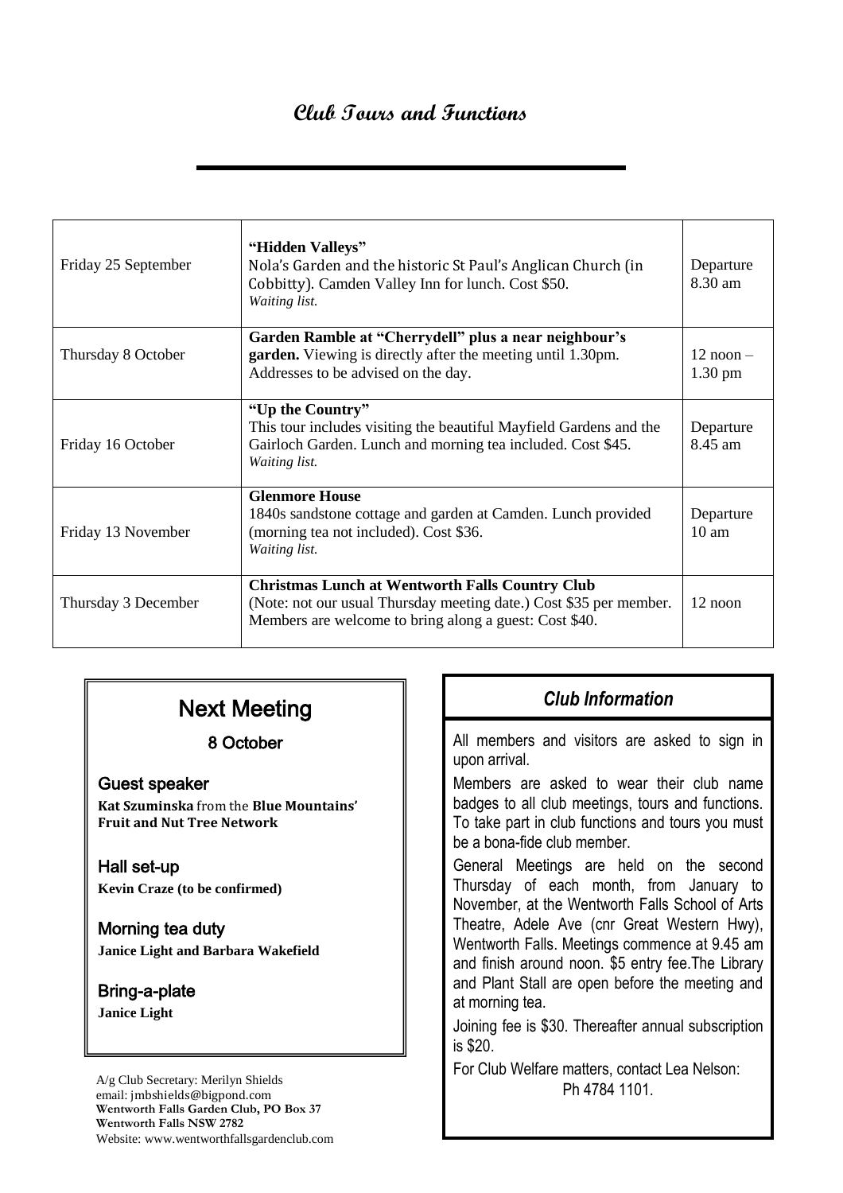# Club Tours and Functions

| | | |
|---|---|---|
| Friday 25 September | **"Hidden Valleys"**<br>Nola's Garden and the historic St Paul's Anglican Church (in Cobbitty). Camden Valley Inn for lunch. Cost $50.<br>*Waiting list.* | Departure 8.30 am |
| Thursday 8 October | **Garden Ramble at "Cherrydell" plus a near neighbour's garden.** Viewing is directly after the meeting until 1.30pm. Addresses to be advised on the day. | 12 noon – 1.30 pm |
| Friday 16 October | **"Up the Country"**<br>This tour includes visiting the beautiful Mayfield Gardens and the Gairloch Garden. Lunch and morning tea included. Cost $45.<br>*Waiting list.* | Departure 8.45 am |
| Friday 13 November | **Glenmore House**<br>1840s sandstone cottage and garden at Camden. Lunch provided (morning tea not included). Cost $36.<br>*Waiting list.* | Departure 10 am |
| Thursday 3 December | **Christmas Lunch at Wentworth Falls Country Club**<br>(Note: not our usual Thursday meeting date.) Cost $35 per member. Members are welcome to bring along a guest: Cost $40. | 12 noon |

## Next Meeting

### 8 October

**Guest speaker**

**Kat Szuminska** from the **Blue Mountains' Fruit and Nut Tree Network**

**Hall set-up**

**Kevin Craze (to be confirmed)**

**Morning tea duty**

**Janice Light and Barbara Wakefield**

**Bring-a-plate**

**Janice Light**

A/g Club Secretary: Merilyn Shields
email: jmbshields@bigpond.com
**Wentworth Falls Garden Club, PO Box 37**
**Wentworth Falls NSW 2782**
Website: www.wentworthfallsgardenclub.com

## *Club Information*

All members and visitors are asked to sign in upon arrival.

Members are asked to wear their club name badges to all club meetings, tours and functions. To take part in club functions and tours you must be a bona-fide club member.

General Meetings are held on the second Thursday of each month, from January to November, at the Wentworth Falls School of Arts Theatre, Adele Ave (cnr Great Western Hwy), Wentworth Falls. Meetings commence at 9.45 am and finish around noon. $5 entry fee.The Library and Plant Stall are open before the meeting and at morning tea.

Joining fee is $30. Thereafter annual subscription is $20.

For Club Welfare matters, contact Lea Nelson: Ph 4784 1101.